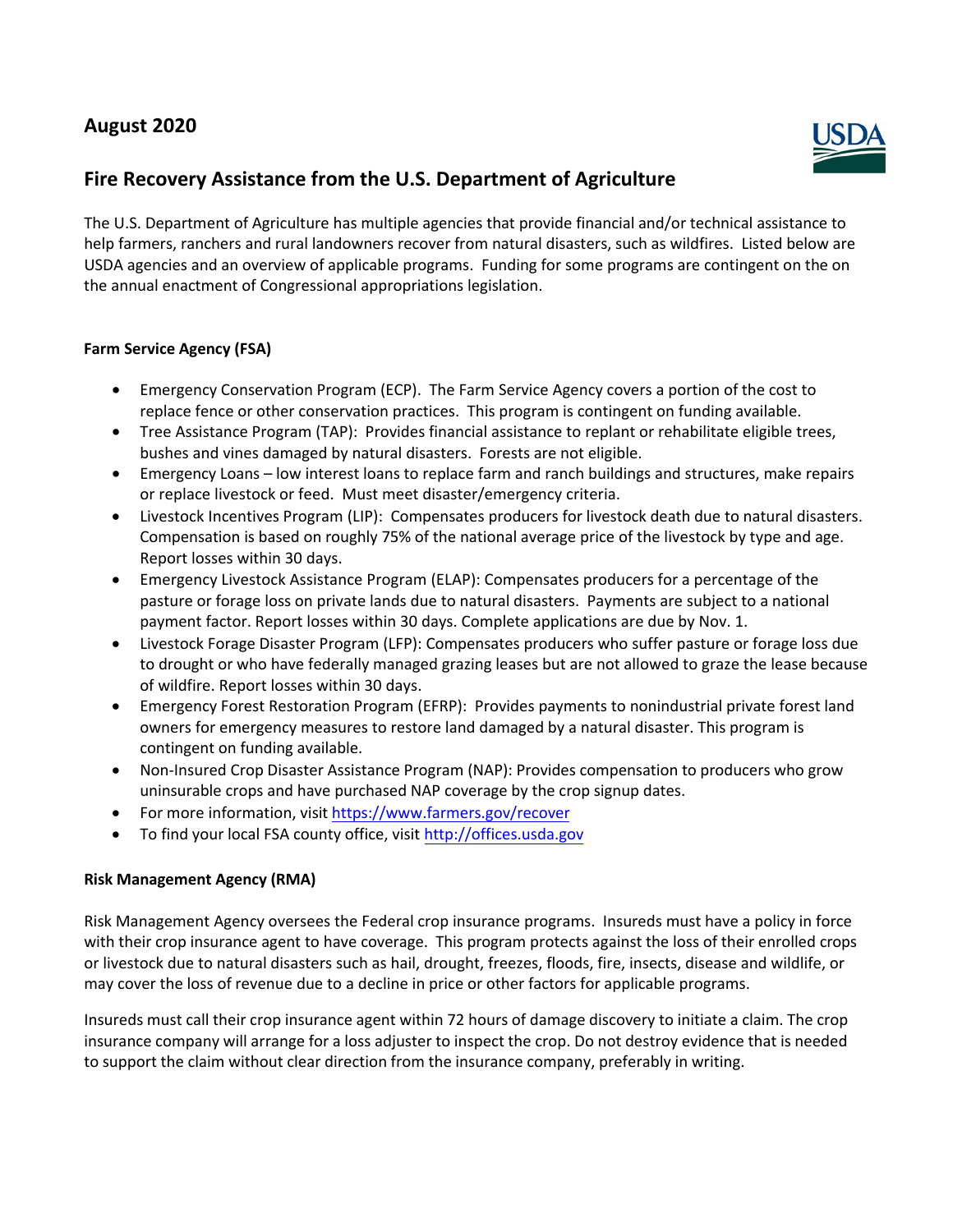**August 2020**

# Fire Recovery Assistance from the U.S. Department of Agriculture

The U.S. Department of Agriculture has multiple agencies that provide financial and/or technical assistance to help farmers, ranchers and rural landowners recover from natural disasters, such as wildfires. Listed below are USDA agencies and an overview of applicable programs. Funding for some programs are contingent on the on the annual enactment of Congressional appropriations legislation.

## Farm Service Agency (FSA)

- Emergency Conservation Program (ECP). The Farm Service Agency covers a portion of the cost to replace fence or other conservation practices. This program is contingent on funding available.
- Tree Assistance Program (TAP): Provides financial assistance to replant or rehabilitate eligible trees, bushes and vines damaged by natural disasters. Forests are not eligible.
- Emergency Loans – low interest loans to replace farm and ranch buildings and structures, make repairs or replace livestock or feed. Must meet disaster/emergency criteria.
- Livestock Incentives Program (LIP): Compensates producers for livestock death due to natural disasters. Compensation is based on roughly 75% of the national average price of the livestock by type and age. Report losses within 30 days.
- Emergency Livestock Assistance Program (ELAP): Compensates producers for a percentage of the pasture or forage loss on private lands due to natural disasters. Payments are subject to a national payment factor. Report losses within 30 days. Complete applications are due by Nov. 1.
- Livestock Forage Disaster Program (LFP): Compensates producers who suffer pasture or forage loss due to drought or who have federally managed grazing leases but are not allowed to graze the lease because of wildfire. Report losses within 30 days.
- Emergency Forest Restoration Program (EFRP): Provides payments to nonindustrial private forest land owners for emergency measures to restore land damaged by a natural disaster. This program is contingent on funding available.
- Non-Insured Crop Disaster Assistance Program (NAP): Provides compensation to producers who grow uninsurable crops and have purchased NAP coverage by the crop signup dates.
- For more information, visit https://www.farmers.gov/recover
- To find your local FSA county office, visit http://offices.usda.gov

## Risk Management Agency (RMA)

Risk Management Agency oversees the Federal crop insurance programs. Insureds must have a policy in force with their crop insurance agent to have coverage. This program protects against the loss of their enrolled crops or livestock due to natural disasters such as hail, drought, freezes, floods, fire, insects, disease and wildlife, or may cover the loss of revenue due to a decline in price or other factors for applicable programs.

Insureds must call their crop insurance agent within 72 hours of damage discovery to initiate a claim. The crop insurance company will arrange for a loss adjuster to inspect the crop. Do not destroy evidence that is needed to support the claim without clear direction from the insurance company, preferably in writing.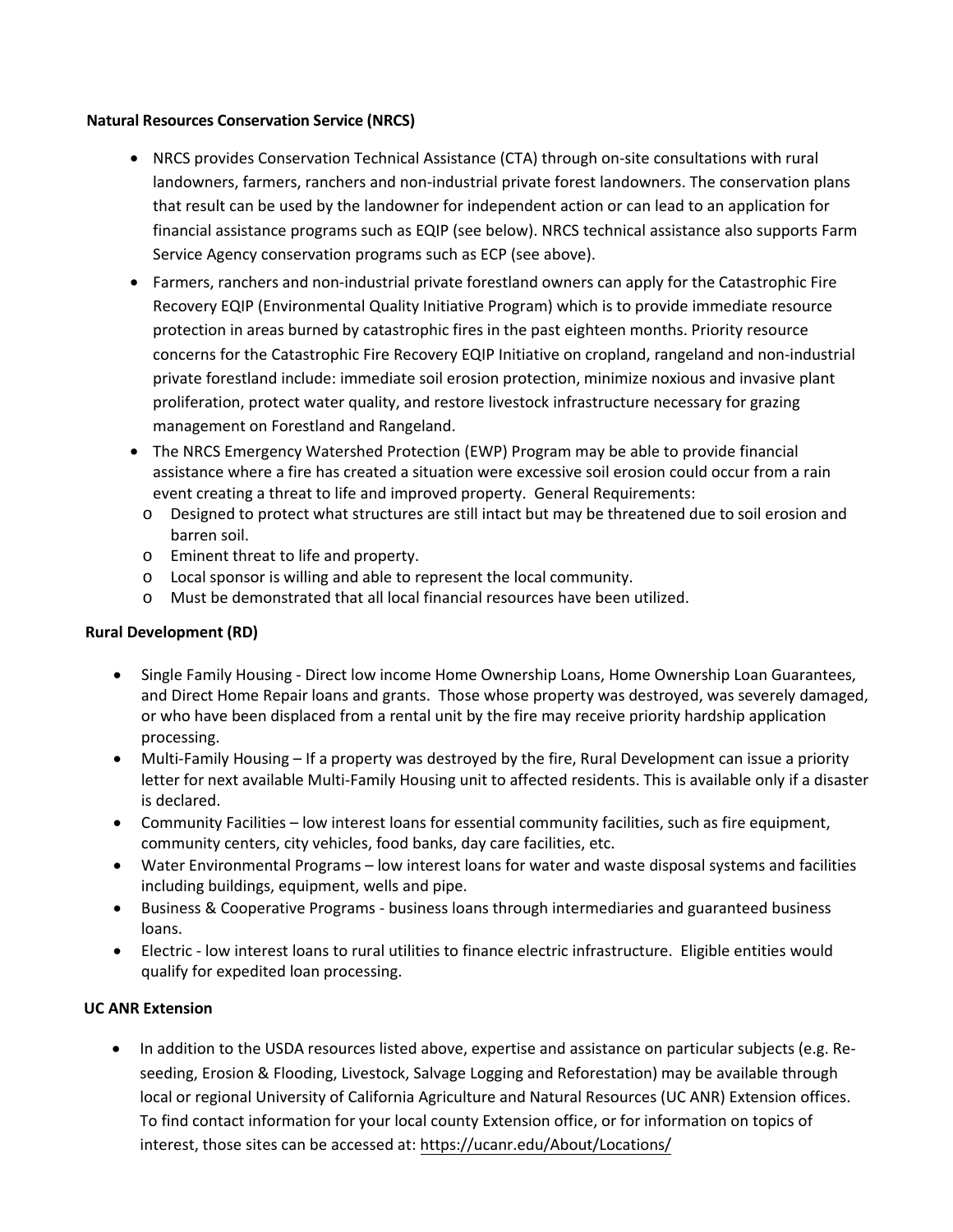**Natural Resources Conservation Service (NRCS)**

- NRCS provides Conservation Technical Assistance (CTA) through on-site consultations with rural landowners, farmers, ranchers and non-industrial private forest landowners. The conservation plans that result can be used by the landowner for independent action or can lead to an application for financial assistance programs such as EQIP (see below). NRCS technical assistance also supports Farm Service Agency conservation programs such as ECP (see above).
- Farmers, ranchers and non-industrial private forestland owners can apply for the Catastrophic Fire Recovery EQIP (Environmental Quality Initiative Program) which is to provide immediate resource protection in areas burned by catastrophic fires in the past eighteen months. Priority resource concerns for the Catastrophic Fire Recovery EQIP Initiative on cropland, rangeland and non-industrial private forestland include: immediate soil erosion protection, minimize noxious and invasive plant proliferation, protect water quality, and restore livestock infrastructure necessary for grazing management on Forestland and Rangeland.
- The NRCS Emergency Watershed Protection (EWP) Program may be able to provide financial assistance where a fire has created a situation were excessive soil erosion could occur from a rain event creating a threat to life and improved property. General Requirements:
  - Designed to protect what structures are still intact but may be threatened due to soil erosion and barren soil.
  - Eminent threat to life and property.
  - Local sponsor is willing and able to represent the local community.
  - Must be demonstrated that all local financial resources have been utilized.

**Rural Development (RD)**

- Single Family Housing - Direct low income Home Ownership Loans, Home Ownership Loan Guarantees, and Direct Home Repair loans and grants. Those whose property was destroyed, was severely damaged, or who have been displaced from a rental unit by the fire may receive priority hardship application processing.
- Multi-Family Housing – If a property was destroyed by the fire, Rural Development can issue a priority letter for next available Multi-Family Housing unit to affected residents. This is available only if a disaster is declared.
- Community Facilities – low interest loans for essential community facilities, such as fire equipment, community centers, city vehicles, food banks, day care facilities, etc.
- Water Environmental Programs – low interest loans for water and waste disposal systems and facilities including buildings, equipment, wells and pipe.
- Business & Cooperative Programs - business loans through intermediaries and guaranteed business loans.
- Electric - low interest loans to rural utilities to finance electric infrastructure. Eligible entities would qualify for expedited loan processing.

**UC ANR Extension**

- In addition to the USDA resources listed above, expertise and assistance on particular subjects (e.g. Re-seeding, Erosion & Flooding, Livestock, Salvage Logging and Reforestation) may be available through local or regional University of California Agriculture and Natural Resources (UC ANR) Extension offices. To find contact information for your local county Extension office, or for information on topics of interest, those sites can be accessed at: https://ucanr.edu/About/Locations/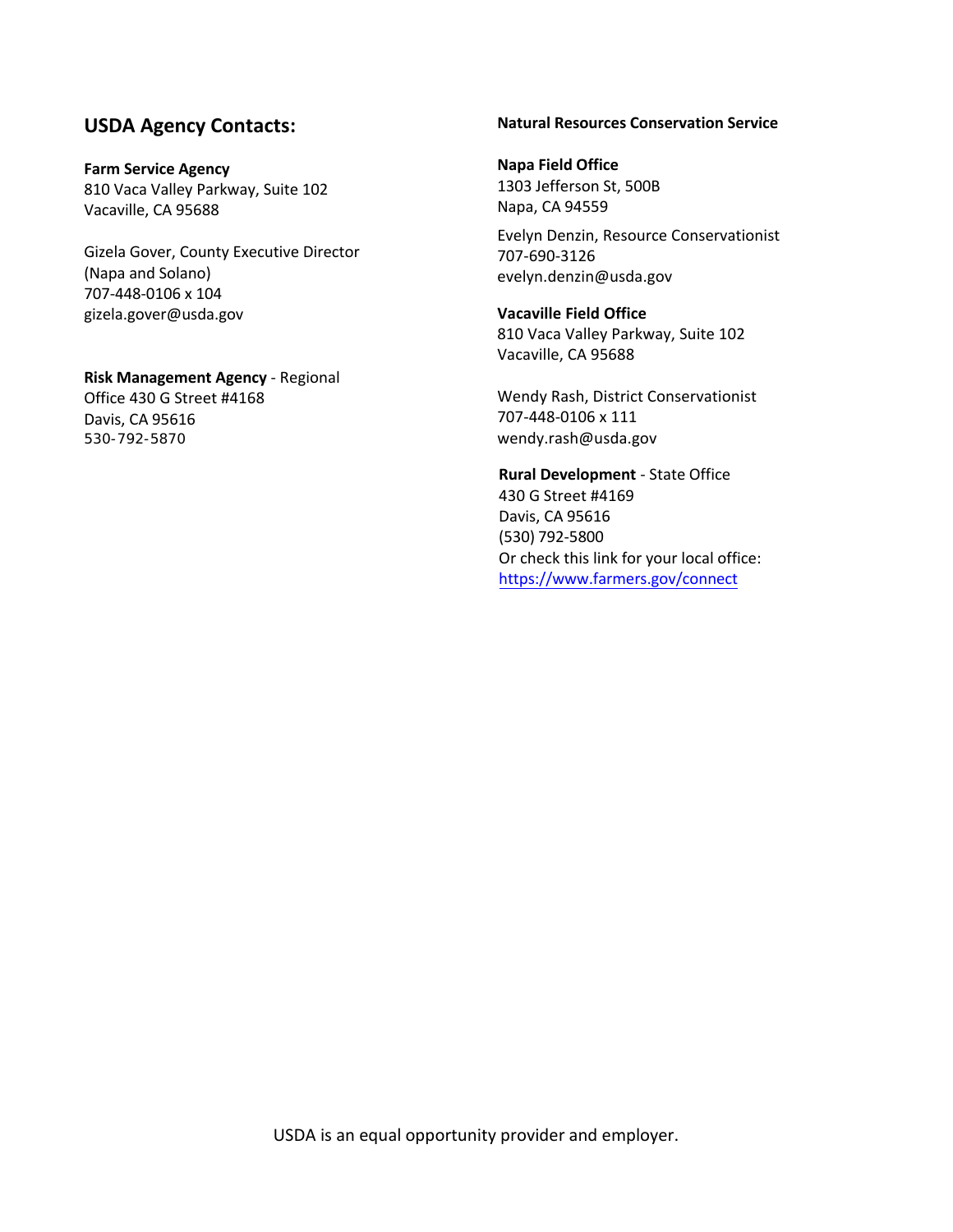## USDA Agency Contacts:

**Farm Service Agency**
810 Vaca Valley Parkway, Suite 102
Vacaville, CA 95688

Gizela Gover, County Executive Director
(Napa and Solano)
707-448-0106 x 104
gizela.gover@usda.gov

**Risk Management Agency** - Regional
Office 430 G Street #4168
Davis, CA 95616
530-792-5870

**Natural Resources Conservation Service**

**Napa Field Office**
1303 Jefferson St, 500B
Napa, CA 94559

Evelyn Denzin, Resource Conservationist
707-690-3126
evelyn.denzin@usda.gov

**Vacaville Field Office**
810 Vaca Valley Parkway, Suite 102
Vacaville, CA 95688

Wendy Rash, District Conservationist
707-448-0106 x 111
wendy.rash@usda.gov

**Rural Development** - State Office
430 G Street #4169
Davis, CA 95616
(530) 792-5800
Or check this link for your local office:
https://www.farmers.gov/connect

USDA is an equal opportunity provider and employer.